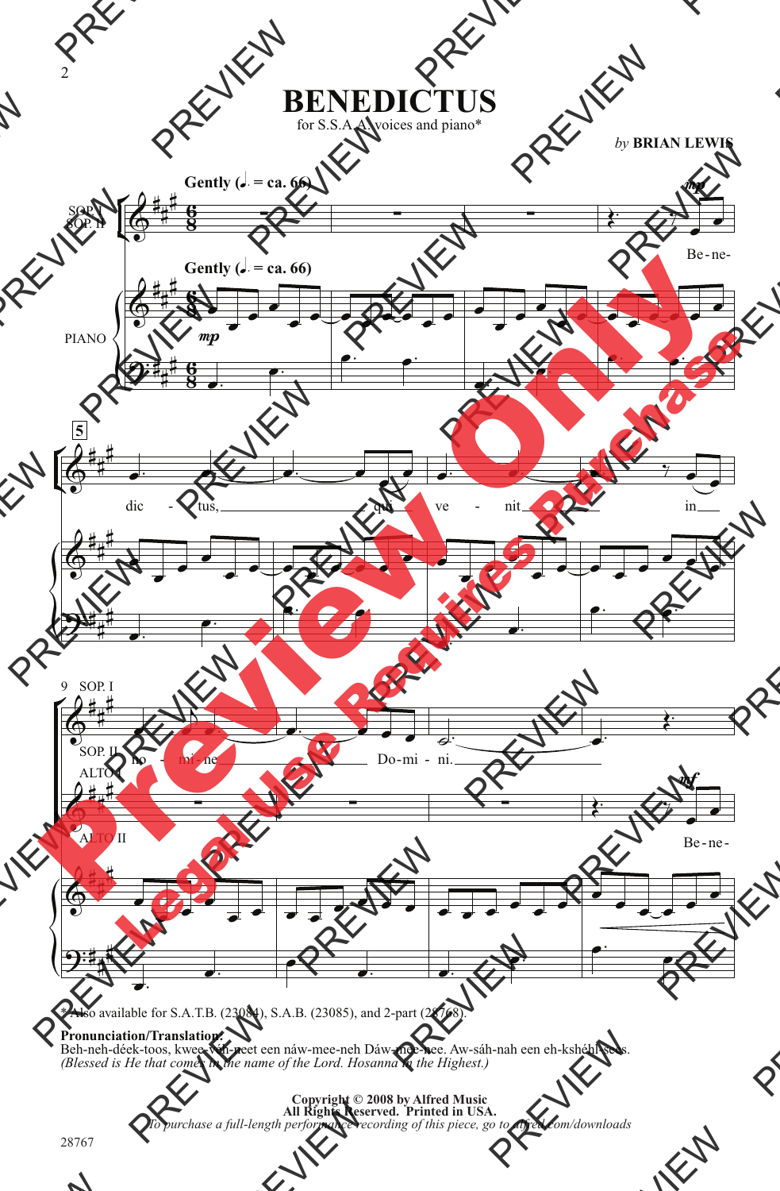# BENEDICTUS

for S.S.A.A. voices and piano*

*by* **BRIAN LEWIS**

\* Also available for S.A.T.B. (23084), S.A.B. (23085), and 2-part (28768).

**Pronunciation/Translation:**
Beh-neh-déek-toos, kwee-véh-neet een náw-mee-neh Dáw-mee-nee. Aw-sáh-nah een eh-kshéhl-sees.
*(Blessed is He that comes in the name of the Lord. Hosanna in the Highest.)*

**Copyright © 2008 by Alfred Music**
**All Rights Reserved. Printed in USA.**
*To purchase a full-length performance recording of this piece, go to alfred.com/downloads*

28767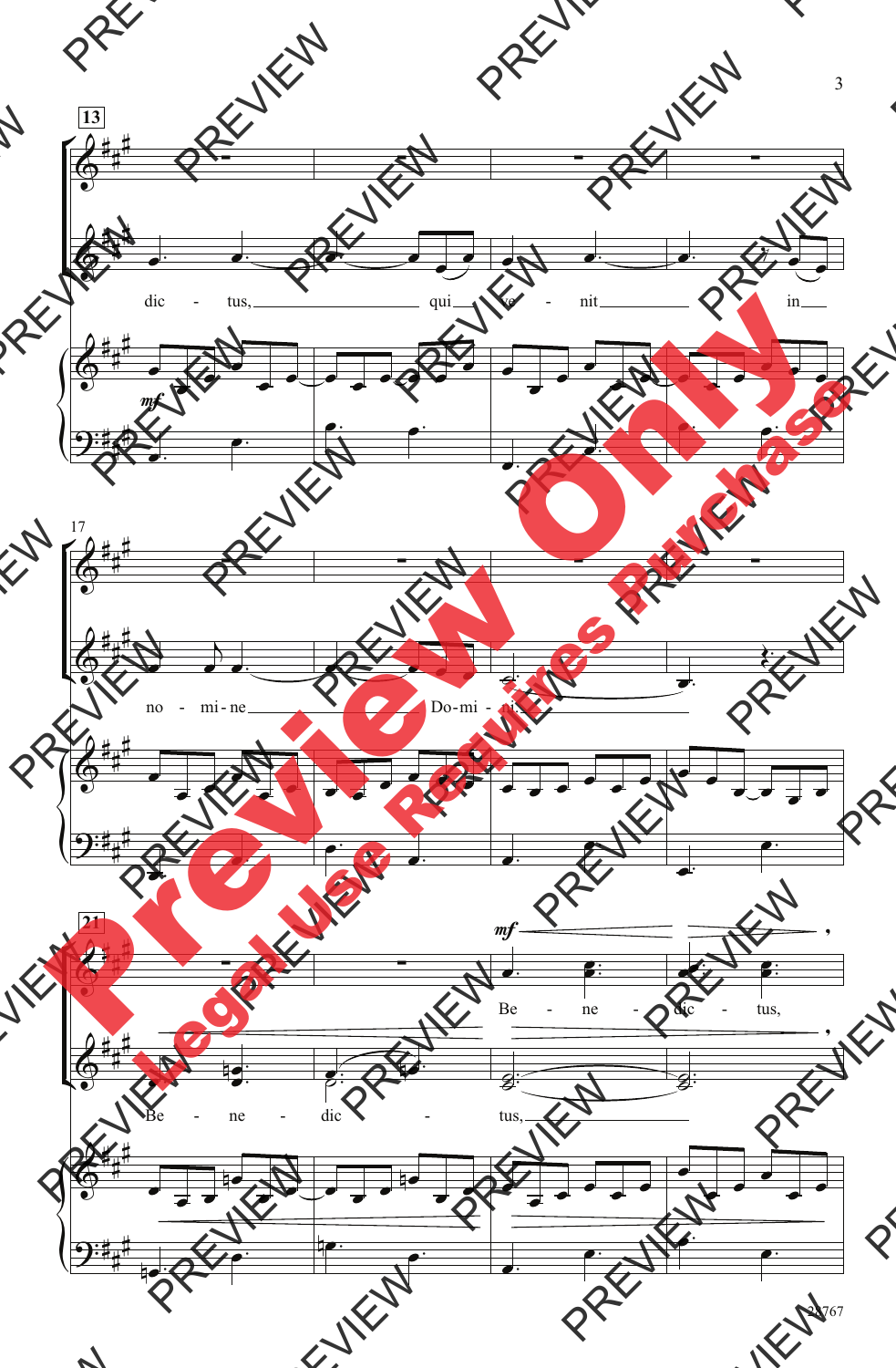13

dic - tus, qui ve - nit in

*mf*

17

no - mi - ne Do - mi - ni.

21

*mf*

Be - ne - dic - tus,

Be - ne - dic - tus,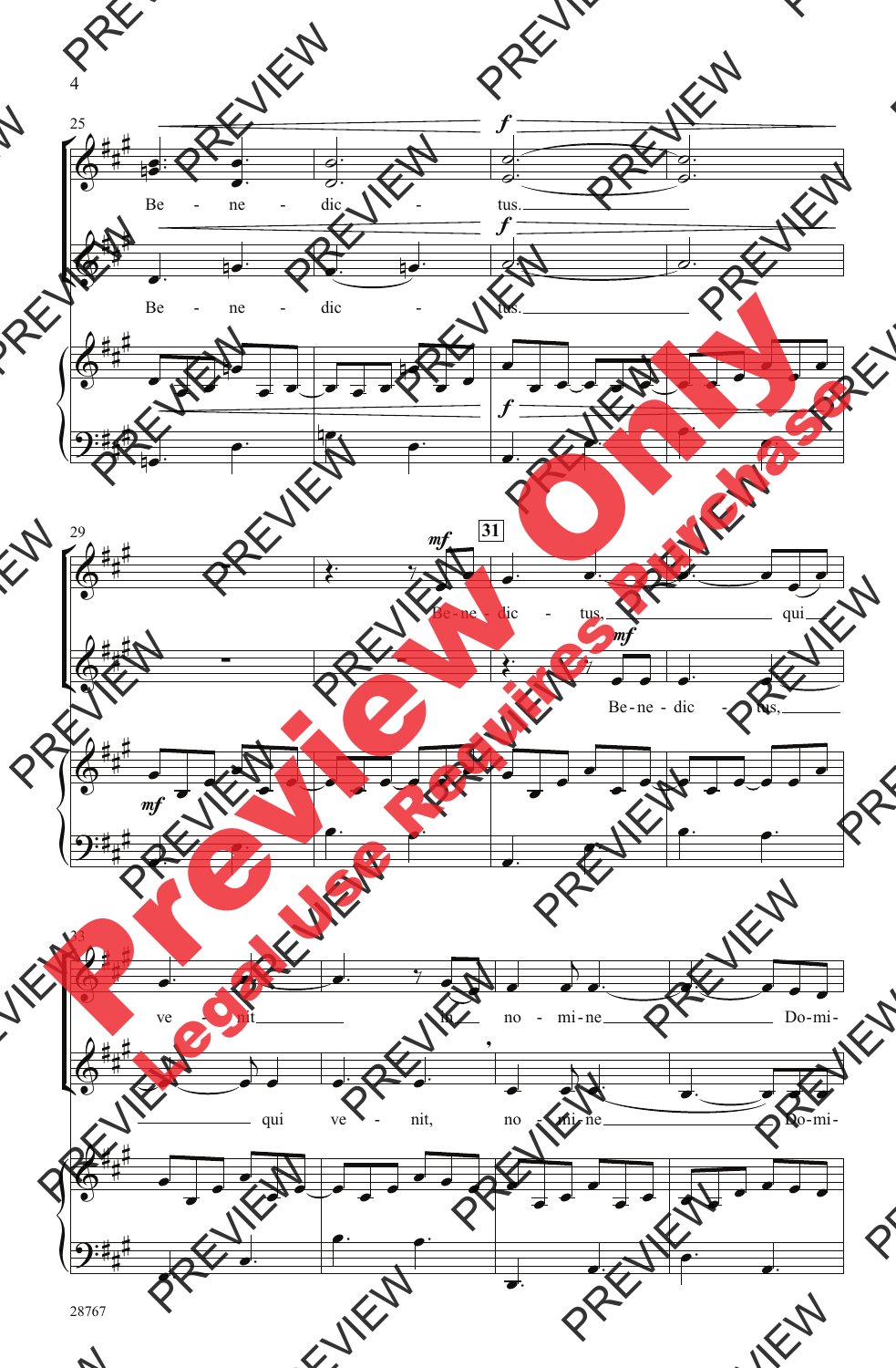Be - ne - dic - tus.

Be - ne - dic - tus.

Be - ne - dic - tus, qui

Be - ne - dic - tus,

ve - nit in no - mi - ne Do - mi -

qui ve - nit, no - mi - ne Do - mi -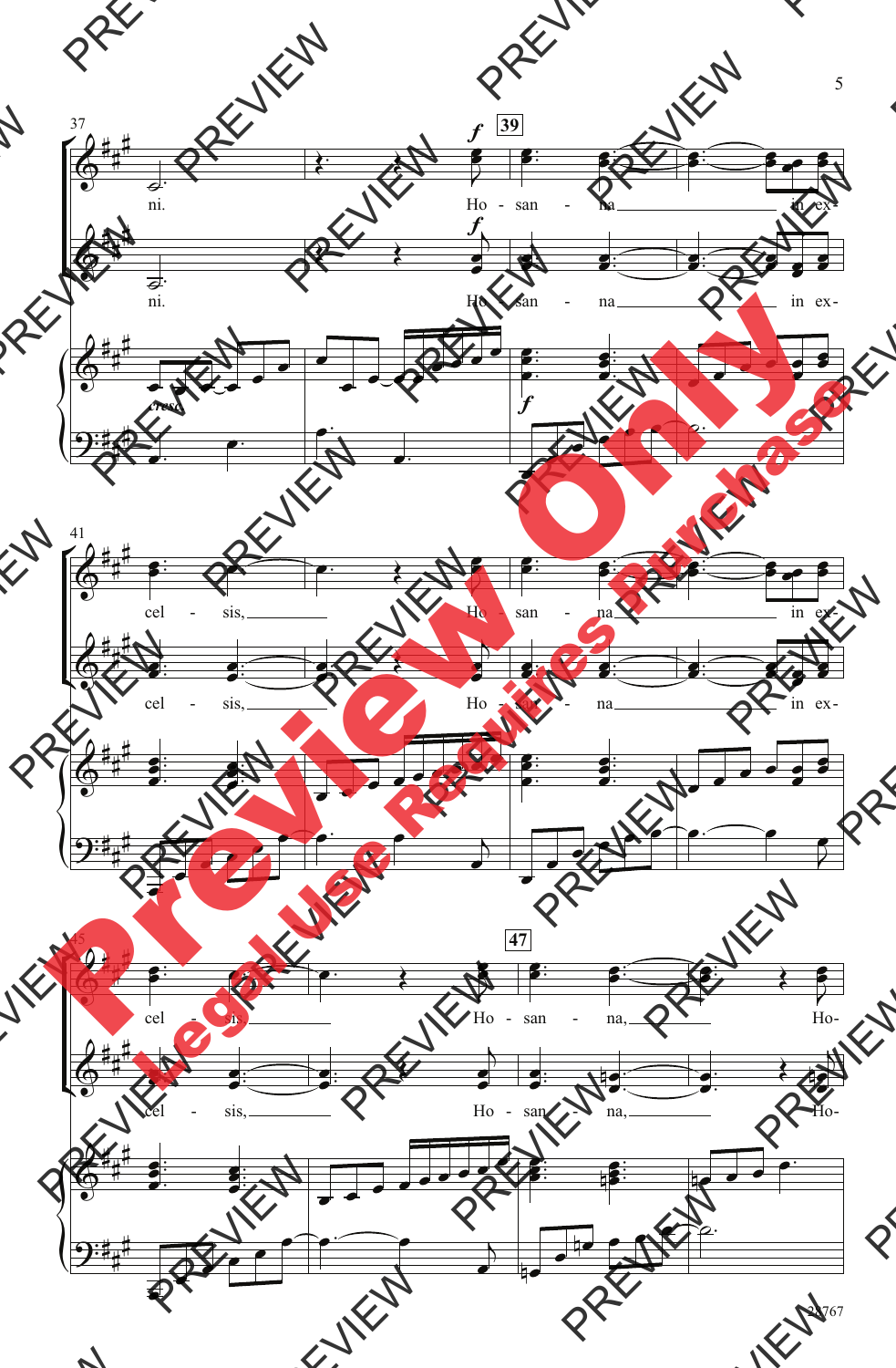ni. Ho - san - na in ex-

cel - sis, Ho - san - na in ex-

cel - sis, Ho - san - na, Ho-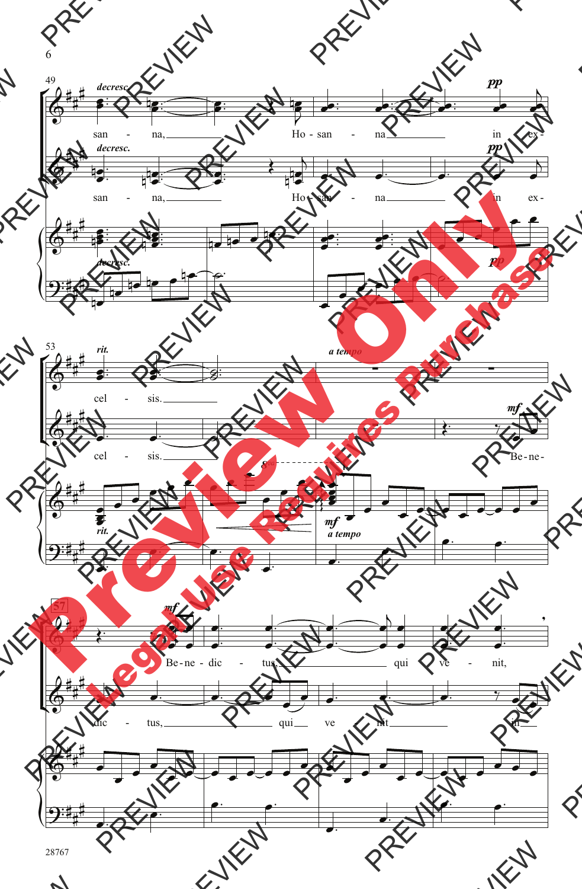49

*decresc.*

san - na, Ho - san - na in ex -

*decresc.* *pp*

san - na, Ho - san - na in ex -

*decresc.* *pp*

53

*rit.* *a tempo*

cel - sis.

*mf*

cel - sis. Be - ne -

8va

*rit.* *mf* *a tempo*

57

*mf*

Be - ne - dic - tus, qui ve - nit,

dic - tus, qui ve - nit in